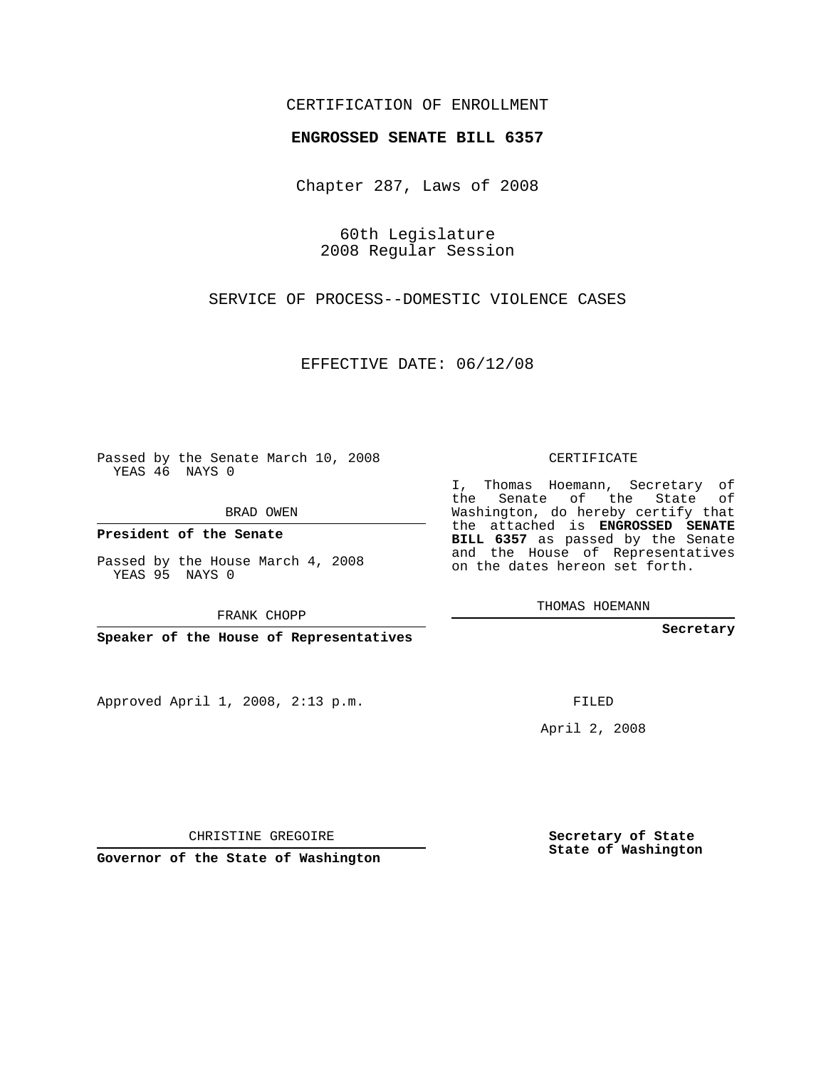CERTIFICATION OF ENROLLMENT

**ENGROSSED SENATE BILL 6357**

Chapter 287, Laws of 2008

60th Legislature
2008 Regular Session

SERVICE OF PROCESS--DOMESTIC VIOLENCE CASES

EFFECTIVE DATE: 06/12/08

Passed by the Senate March 10, 2008
YEAS 46 NAYS 0

BRAD OWEN

**President of the Senate**

Passed by the House March 4, 2008
YEAS 95 NAYS 0

FRANK CHOPP

**Speaker of the House of Representatives**

CERTIFICATE

I, Thomas Hoemann, Secretary of the Senate of the State of Washington, do hereby certify that the attached is **ENGROSSED SENATE BILL 6357** as passed by the Senate and the House of Representatives on the dates hereon set forth.

THOMAS HOEMANN

**Secretary**

Approved April 1, 2008, 2:13 p.m.

FILED

April 2, 2008

CHRISTINE GREGOIRE

**Governor of the State of Washington**

**Secretary of State**
**State of Washington**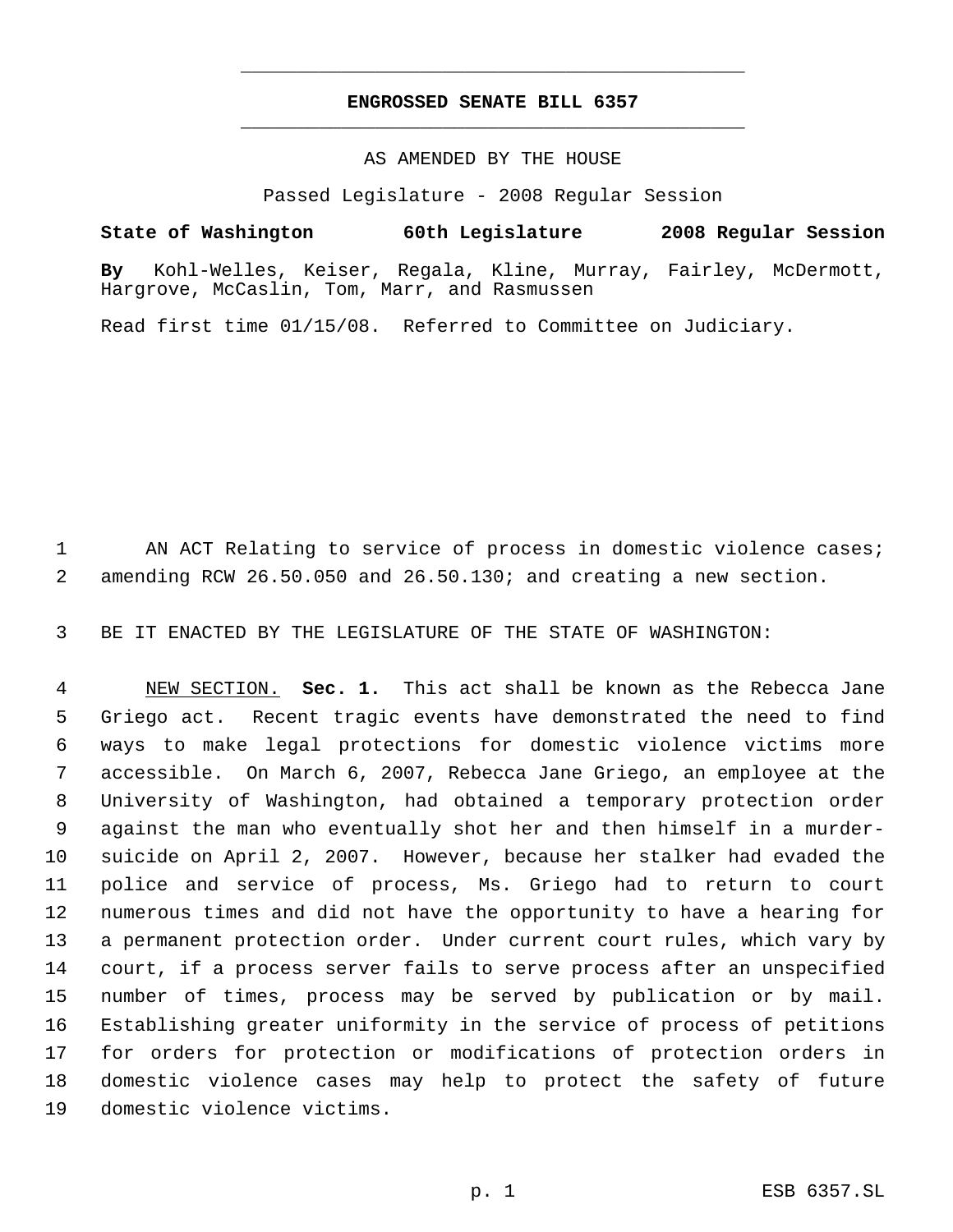# ENGROSSED SENATE BILL 6357

AS AMENDED BY THE HOUSE

Passed Legislature - 2008 Regular Session

**State of Washington 60th Legislature 2008 Regular Session**

**By** Kohl-Welles, Keiser, Regala, Kline, Murray, Fairley, McDermott, Hargrove, McCaslin, Tom, Marr, and Rasmussen

Read first time 01/15/08. Referred to Committee on Judiciary.

AN ACT Relating to service of process in domestic violence cases; amending RCW 26.50.050 and 26.50.130; and creating a new section.

BE IT ENACTED BY THE LEGISLATURE OF THE STATE OF WASHINGTON:

NEW SECTION. **Sec. 1.** This act shall be known as the Rebecca Jane Griego act. Recent tragic events have demonstrated the need to find ways to make legal protections for domestic violence victims more accessible. On March 6, 2007, Rebecca Jane Griego, an employee at the University of Washington, had obtained a temporary protection order against the man who eventually shot her and then himself in a murder-suicide on April 2, 2007. However, because her stalker had evaded the police and service of process, Ms. Griego had to return to court numerous times and did not have the opportunity to have a hearing for a permanent protection order. Under current court rules, which vary by court, if a process server fails to serve process after an unspecified number of times, process may be served by publication or by mail. Establishing greater uniformity in the service of process of petitions for orders for protection or modifications of protection orders in domestic violence cases may help to protect the safety of future domestic violence victims.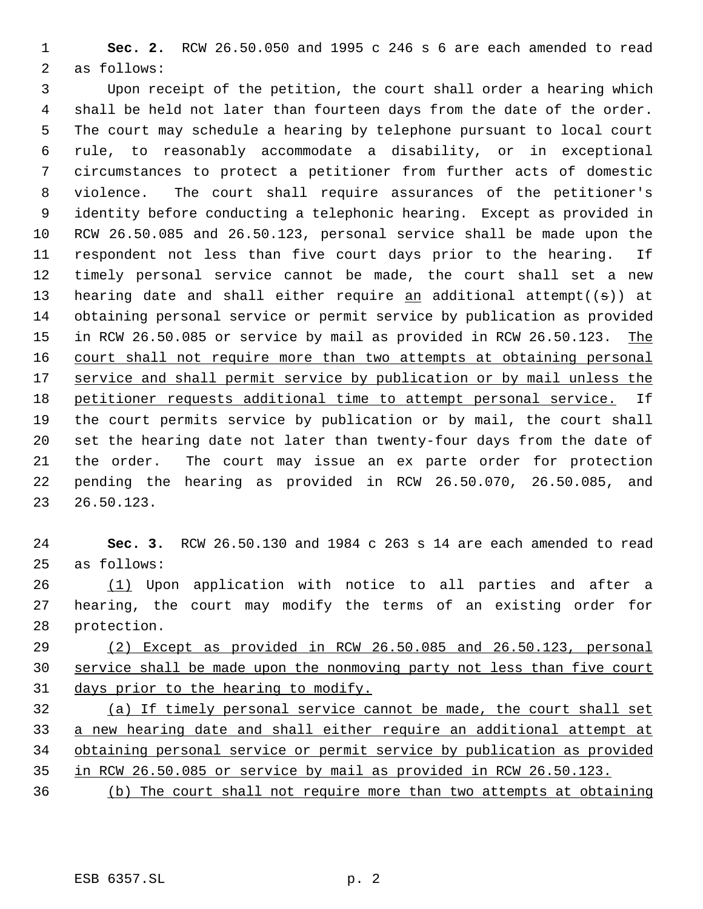**Sec. 2.** RCW 26.50.050 and 1995 c 246 s 6 are each amended to read as follows:

Upon receipt of the petition, the court shall order a hearing which shall be held not later than fourteen days from the date of the order. The court may schedule a hearing by telephone pursuant to local court rule, to reasonably accommodate a disability, or in exceptional circumstances to protect a petitioner from further acts of domestic violence. The court shall require assurances of the petitioner's identity before conducting a telephonic hearing. Except as provided in RCW 26.50.085 and 26.50.123, personal service shall be made upon the respondent not less than five court days prior to the hearing. If timely personal service cannot be made, the court shall set a new hearing date and shall either require <u>an</u> additional attempt((~~s~~)) at obtaining personal service or permit service by publication as provided in RCW 26.50.085 or service by mail as provided in RCW 26.50.123. <u>The court shall not require more than two attempts at obtaining personal service and shall permit service by publication or by mail unless the petitioner requests additional time to attempt personal service.</u> If the court permits service by publication or by mail, the court shall set the hearing date not later than twenty-four days from the date of the order. The court may issue an ex parte order for protection pending the hearing as provided in RCW 26.50.070, 26.50.085, and 26.50.123.

**Sec. 3.** RCW 26.50.130 and 1984 c 263 s 14 are each amended to read as follows:

<u>(1)</u> Upon application with notice to all parties and after a hearing, the court may modify the terms of an existing order for protection.

<u>(2) Except as provided in RCW 26.50.085 and 26.50.123, personal service shall be made upon the nonmoving party not less than five court days prior to the hearing to modify.</u>

<u>(a) If timely personal service cannot be made, the court shall set a new hearing date and shall either require an additional attempt at obtaining personal service or permit service by publication as provided in RCW 26.50.085 or service by mail as provided in RCW 26.50.123.</u>

<u>(b) The court shall not require more than two attempts at obtaining</u>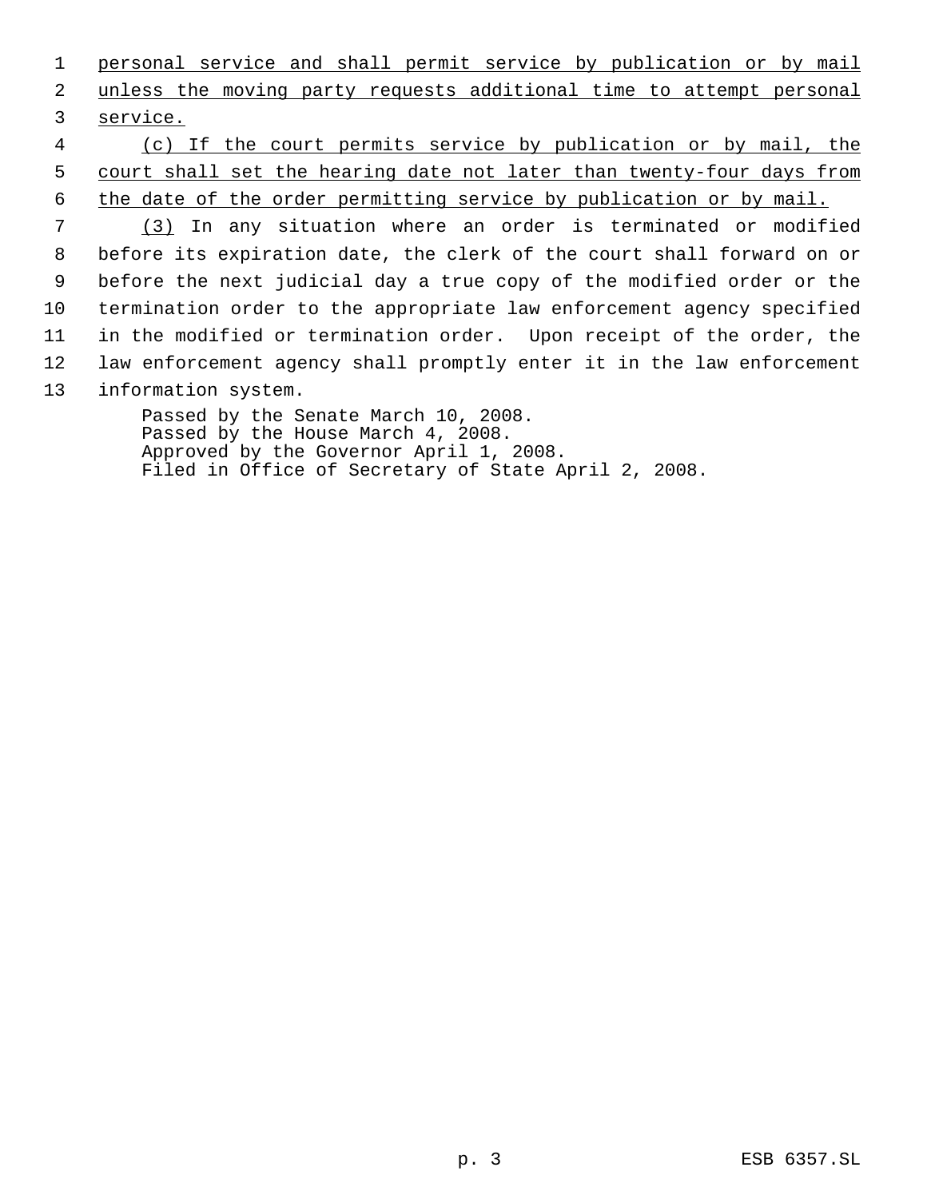personal service and shall permit service by publication or by mail unless the moving party requests additional time to attempt personal service.

(c) If the court permits service by publication or by mail, the court shall set the hearing date not later than twenty-four days from the date of the order permitting service by publication or by mail.

(3) In any situation where an order is terminated or modified before its expiration date, the clerk of the court shall forward on or before the next judicial day a true copy of the modified order or the termination order to the appropriate law enforcement agency specified in the modified or termination order. Upon receipt of the order, the law enforcement agency shall promptly enter it in the law enforcement information system.

Passed by the Senate March 10, 2008.
Passed by the House March 4, 2008.
Approved by the Governor April 1, 2008.
Filed in Office of Secretary of State April 2, 2008.